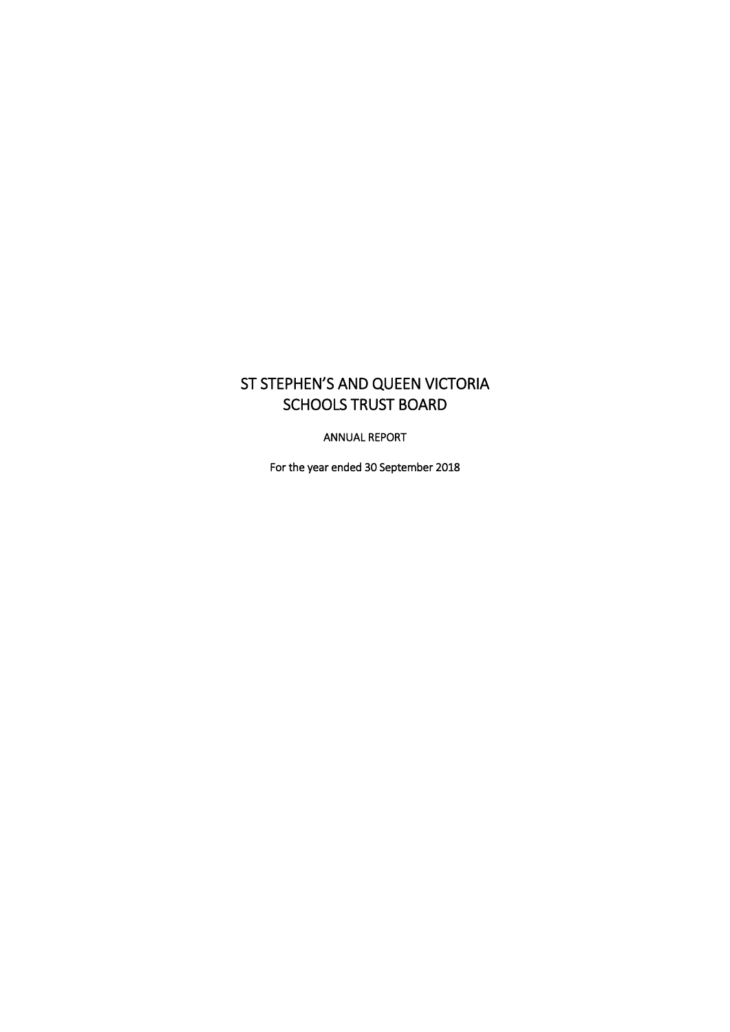# ST STEPHEN'S AND QUEEN VICTORIA SCHOOLS TRUST BOARD

ANNUAL REPORT

For the year ended 30 September 2018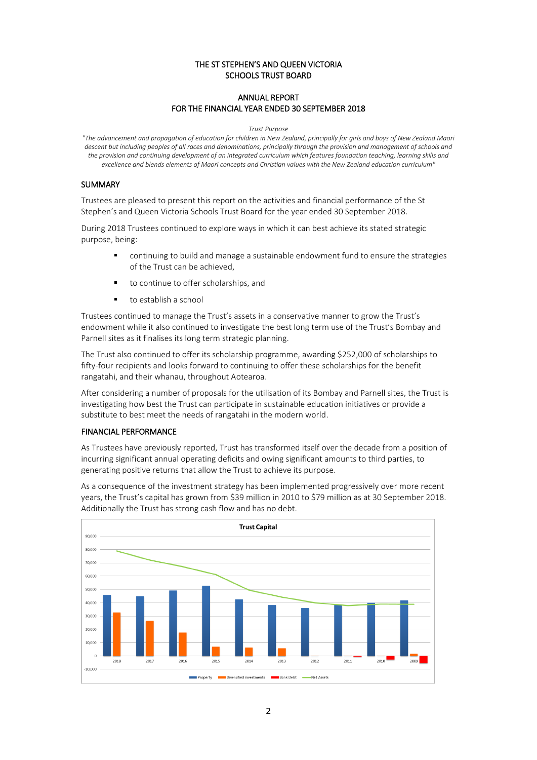THE ST STEPHEN'S AND QUEEN VICTORIA
SCHOOLS TRUST BOARD

ANNUAL REPORT
FOR THE FINANCIAL YEAR ENDED 30 SEPTEMBER 2018

Trust Purpose

*"The advancement and propagation of education for children in New Zealand, principally for girls and boys of New Zealand Maori descent but including peoples of all races and denominations, principally through the provision and management of schools and the provision and continuing development of an integrated curriculum which features foundation teaching, learning skills and excellence and blends elements of Maori concepts and Christian values with the New Zealand education curriculum"*

## SUMMARY

Trustees are pleased to present this report on the activities and financial performance of the St Stephen's and Queen Victoria Schools Trust Board for the year ended 30 September 2018.

During 2018 Trustees continued to explore ways in which it can best achieve its stated strategic purpose, being:

- continuing to build and manage a sustainable endowment fund to ensure the strategies of the Trust can be achieved,
- to continue to offer scholarships, and
- to establish a school

Trustees continued to manage the Trust's assets in a conservative manner to grow the Trust's endowment while it also continued to investigate the best long term use of the Trust's Bombay and Parnell sites as it finalises its long term strategic planning.

The Trust also continued to offer its scholarship programme, awarding $252,000 of scholarships to fifty-four recipients and looks forward to continuing to offer these scholarships for the benefit rangatahi, and their whanau, throughout Aotearoa.

After considering a number of proposals for the utilisation of its Bombay and Parnell sites, the Trust is investigating how best the Trust can participate in sustainable education initiatives or provide a substitute to best meet the needs of rangatahi in the modern world.

## FINANCIAL PERFORMANCE

As Trustees have previously reported, Trust has transformed itself over the decade from a position of incurring significant annual operating deficits and owing significant amounts to third parties, to generating positive returns that allow the Trust to achieve its purpose.

As a consequence of the investment strategy has been implemented progressively over more recent years, the Trust's capital has grown from $39 million in 2010 to $79 million as at 30 September 2018. Additionally the Trust has strong cash flow and has no debt.

**Trust Capital**

Legend: Property, Diversified investments, Bank Debt, Net Assets

Years shown: 2018, 2017, 2016, 2015, 2014, 2013, 2012, 2011, 2010, 2009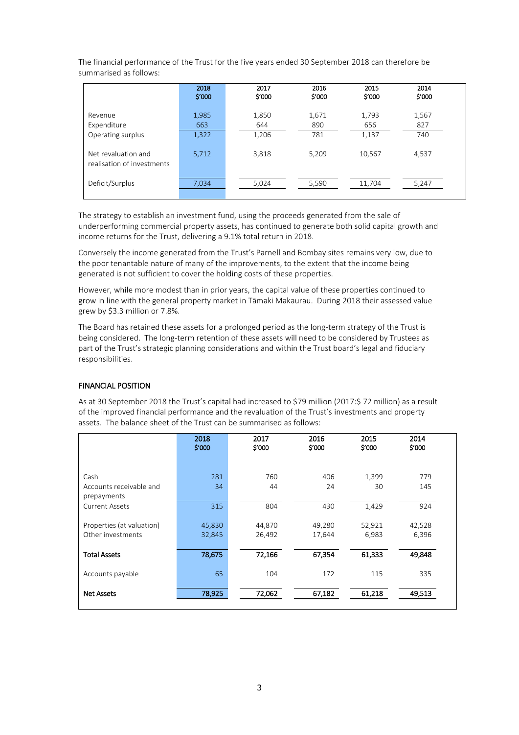The financial performance of the Trust for the five years ended 30 September 2018 can therefore be summarised as follows:

| | 2018<br>$'000 | 2017<br>$'000 | 2016<br>$'000 | 2015<br>$'000 | 2014<br>$'000 |
|---|---|---|---|---|---|
| Revenue | 1,985 | 1,850 | 1,671 | 1,793 | 1,567 |
| Expenditure | 663 | 644 | 890 | 656 | 827 |
| Operating surplus | 1,322 | 1,206 | 781 | 1,137 | 740 |
| Net revaluation and realisation of investments | 5,712 | 3,818 | 5,209 | 10,567 | 4,537 |
| Deficit/Surplus | 7,034 | 5,024 | 5,590 | 11,704 | 5,247 |

The strategy to establish an investment fund, using the proceeds generated from the sale of underperforming commercial property assets, has continued to generate both solid capital growth and income returns for the Trust, delivering a 9.1% total return in 2018.

Conversely the income generated from the Trust's Parnell and Bombay sites remains very low, due to the poor tenantable nature of many of the improvements, to the extent that the income being generated is not sufficient to cover the holding costs of these properties.

However, while more modest than in prior years, the capital value of these properties continued to grow in line with the general property market in Tāmaki Makaurau. During 2018 their assessed value grew by $3.3 million or 7.8%.

The Board has retained these assets for a prolonged period as the long-term strategy of the Trust is being considered. The long-term retention of these assets will need to be considered by Trustees as part of the Trust's strategic planning considerations and within the Trust board's legal and fiduciary responsibilities.

## FINANCIAL POSITION

As at 30 September 2018 the Trust's capital had increased to $79 million (2017:$ 72 million) as a result of the improved financial performance and the revaluation of the Trust's investments and property assets. The balance sheet of the Trust can be summarised as follows:

| | 2018<br>$'000 | 2017<br>$'000 | 2016<br>$'000 | 2015<br>$'000 | 2014<br>$'000 |
|---|---|---|---|---|---|
| Cash | 281 | 760 | 406 | 1,399 | 779 |
| Accounts receivable and prepayments | 34 | 44 | 24 | 30 | 145 |
| Current Assets | 315 | 804 | 430 | 1,429 | 924 |
| Properties (at valuation) | 45,830 | 44,870 | 49,280 | 52,921 | 42,528 |
| Other investments | 32,845 | 26,492 | 17,644 | 6,983 | 6,396 |
| **Total Assets** | **78,675** | **72,166** | **67,354** | **61,333** | **49,848** |
| Accounts payable | 65 | 104 | 172 | 115 | 335 |
| **Net Assets** | **78,925** | **72,062** | **67,182** | **61,218** | **49,513** |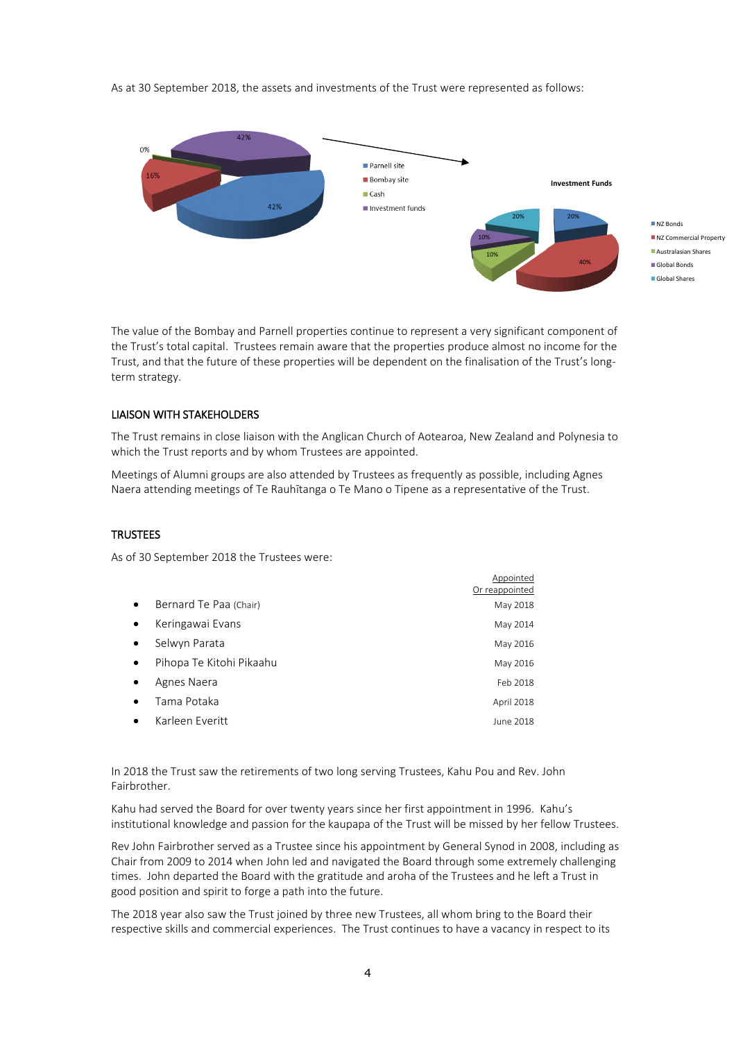As at 30 September 2018, the assets and investments of the Trust were represented as follows:

The value of the Bombay and Parnell properties continue to represent a very significant component of the Trust's total capital. Trustees remain aware that the properties produce almost no income for the Trust, and that the future of these properties will be dependent on the finalisation of the Trust's long-term strategy.

## LIAISON WITH STAKEHOLDERS

The Trust remains in close liaison with the Anglican Church of Aotearoa, New Zealand and Polynesia to which the Trust reports and by whom Trustees are appointed.

Meetings of Alumni groups are also attended by Trustees as frequently as possible, including Agnes Naera attending meetings of Te Rauhītanga o Te Mano o Tipene as a representative of the Trust.

## TRUSTEES

As of 30 September 2018 the Trustees were:

| | Appointed Or reappointed |
|---|---|
| • Bernard Te Paa (Chair) | May 2018 |
| • Keringawai Evans | May 2014 |
| • Selwyn Parata | May 2016 |
| • Pihopa Te Kitohi Pikaahu | May 2016 |
| • Agnes Naera | Feb 2018 |
| • Tama Potaka | April 2018 |
| • Karleen Everitt | June 2018 |

In 2018 the Trust saw the retirements of two long serving Trustees, Kahu Pou and Rev. John Fairbrother.

Kahu had served the Board for over twenty years since her first appointment in 1996. Kahu's institutional knowledge and passion for the kaupapa of the Trust will be missed by her fellow Trustees.

Rev John Fairbrother served as a Trustee since his appointment by General Synod in 2008, including as Chair from 2009 to 2014 when John led and navigated the Board through some extremely challenging times. John departed the Board with the gratitude and aroha of the Trustees and he left a Trust in good position and spirit to forge a path into the future.

The 2018 year also saw the Trust joined by three new Trustees, all whom bring to the Board their respective skills and commercial experiences. The Trust continues to have a vacancy in respect to its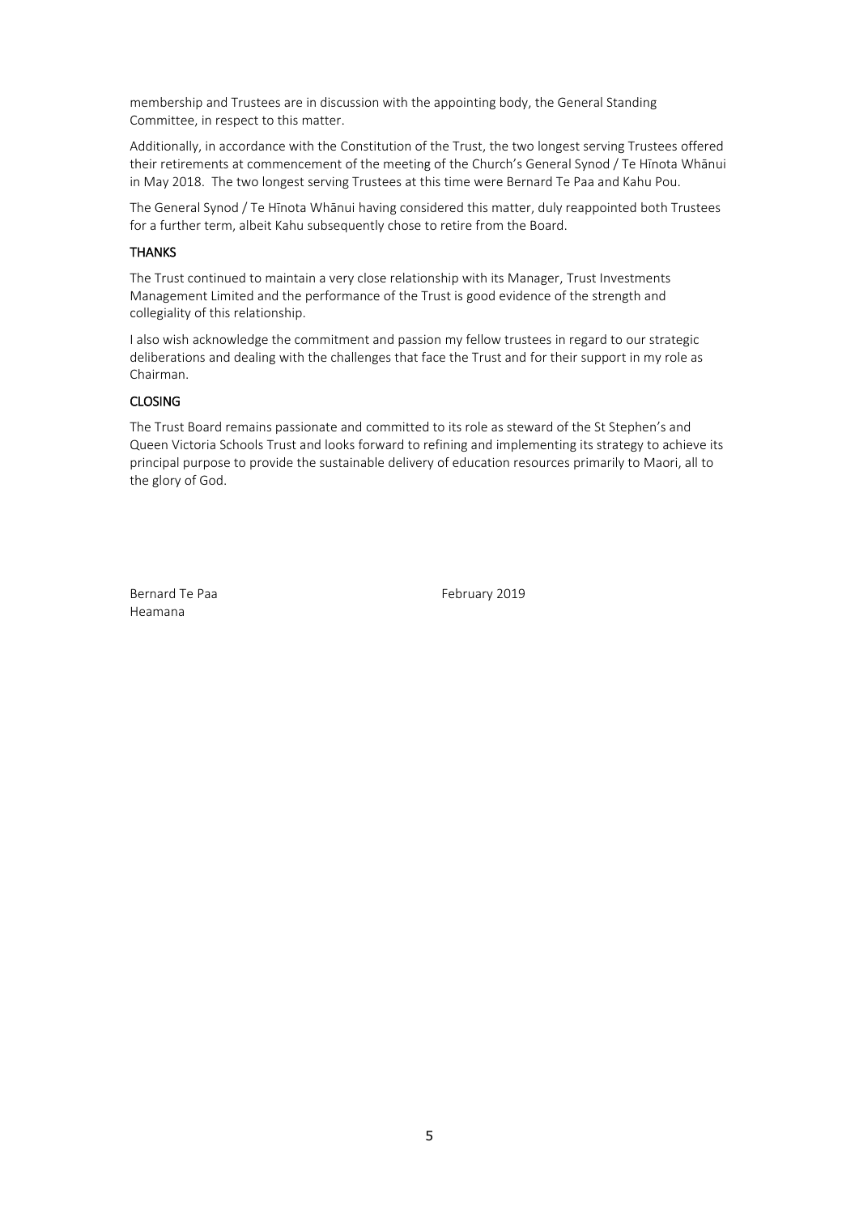membership and Trustees are in discussion with the appointing body, the General Standing Committee, in respect to this matter.

Additionally, in accordance with the Constitution of the Trust, the two longest serving Trustees offered their retirements at commencement of the meeting of the Church's General Synod / Te Hīnota Whānui in May 2018. The two longest serving Trustees at this time were Bernard Te Paa and Kahu Pou.

The General Synod / Te Hīnota Whānui having considered this matter, duly reappointed both Trustees for a further term, albeit Kahu subsequently chose to retire from the Board.

## THANKS

The Trust continued to maintain a very close relationship with its Manager, Trust Investments Management Limited and the performance of the Trust is good evidence of the strength and collegiality of this relationship.

I also wish acknowledge the commitment and passion my fellow trustees in regard to our strategic deliberations and dealing with the challenges that face the Trust and for their support in my role as Chairman.

## CLOSING

The Trust Board remains passionate and committed to its role as steward of the St Stephen's and Queen Victoria Schools Trust and looks forward to refining and implementing its strategy to achieve its principal purpose to provide the sustainable delivery of education resources primarily to Maori, all to the glory of God.

Bernard Te Paa
Heamana

February 2019